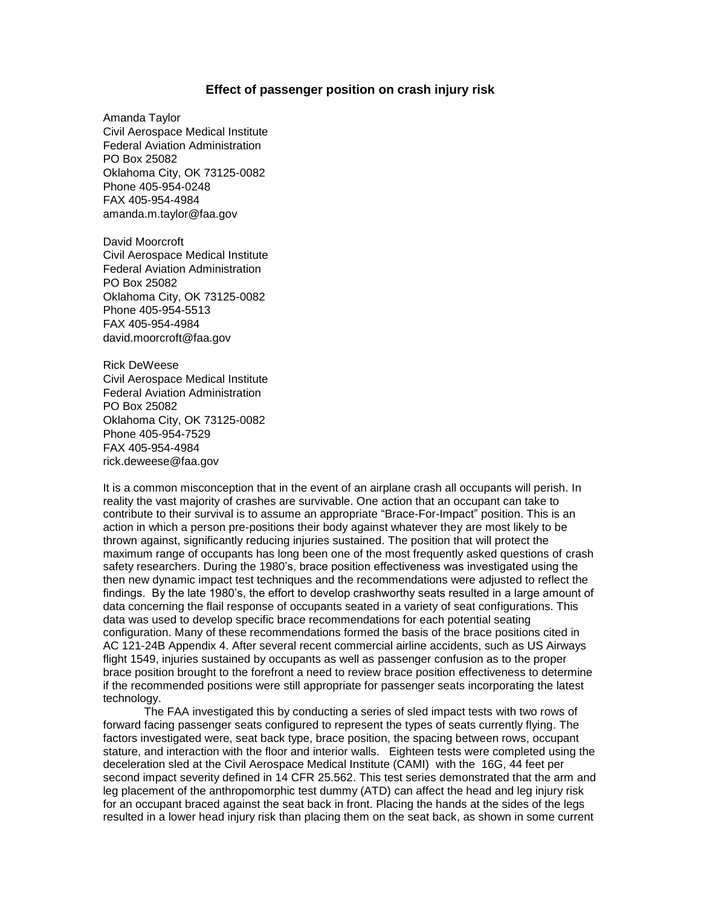# Effect of passenger position on crash injury risk

Amanda Taylor
Civil Aerospace Medical Institute
Federal Aviation Administration
PO Box 25082
Oklahoma City, OK 73125-0082
Phone 405-954-0248
FAX 405-954-4984
amanda.m.taylor@faa.gov

David Moorcroft
Civil Aerospace Medical Institute
Federal Aviation Administration
PO Box 25082
Oklahoma City, OK 73125-0082
Phone 405-954-5513
FAX 405-954-4984
david.moorcroft@faa.gov

Rick DeWeese
Civil Aerospace Medical Institute
Federal Aviation Administration
PO Box 25082
Oklahoma City, OK 73125-0082
Phone 405-954-7529
FAX 405-954-4984
rick.deweese@faa.gov

It is a common misconception that in the event of an airplane crash all occupants will perish. In reality the vast majority of crashes are survivable. One action that an occupant can take to contribute to their survival is to assume an appropriate "Brace-For-Impact" position. This is an action in which a person pre-positions their body against whatever they are most likely to be thrown against, significantly reducing injuries sustained. The position that will protect the maximum range of occupants has long been one of the most frequently asked questions of crash safety researchers. During the 1980's, brace position effectiveness was investigated using the then new dynamic impact test techniques and the recommendations were adjusted to reflect the findings. By the late 1980's, the effort to develop crashworthy seats resulted in a large amount of data concerning the flail response of occupants seated in a variety of seat configurations. This data was used to develop specific brace recommendations for each potential seating configuration. Many of these recommendations formed the basis of the brace positions cited in AC 121-24B Appendix 4. After several recent commercial airline accidents, such as US Airways flight 1549, injuries sustained by occupants as well as passenger confusion as to the proper brace position brought to the forefront a need to review brace position effectiveness to determine if the recommended positions were still appropriate for passenger seats incorporating the latest technology.

The FAA investigated this by conducting a series of sled impact tests with two rows of forward facing passenger seats configured to represent the types of seats currently flying. The factors investigated were, seat back type, brace position, the spacing between rows, occupant stature, and interaction with the floor and interior walls. Eighteen tests were completed using the deceleration sled at the Civil Aerospace Medical Institute (CAMI) with the 16G, 44 feet per second impact severity defined in 14 CFR 25.562. This test series demonstrated that the arm and leg placement of the anthropomorphic test dummy (ATD) can affect the head and leg injury risk for an occupant braced against the seat back in front. Placing the hands at the sides of the legs resulted in a lower head injury risk than placing them on the seat back, as shown in some current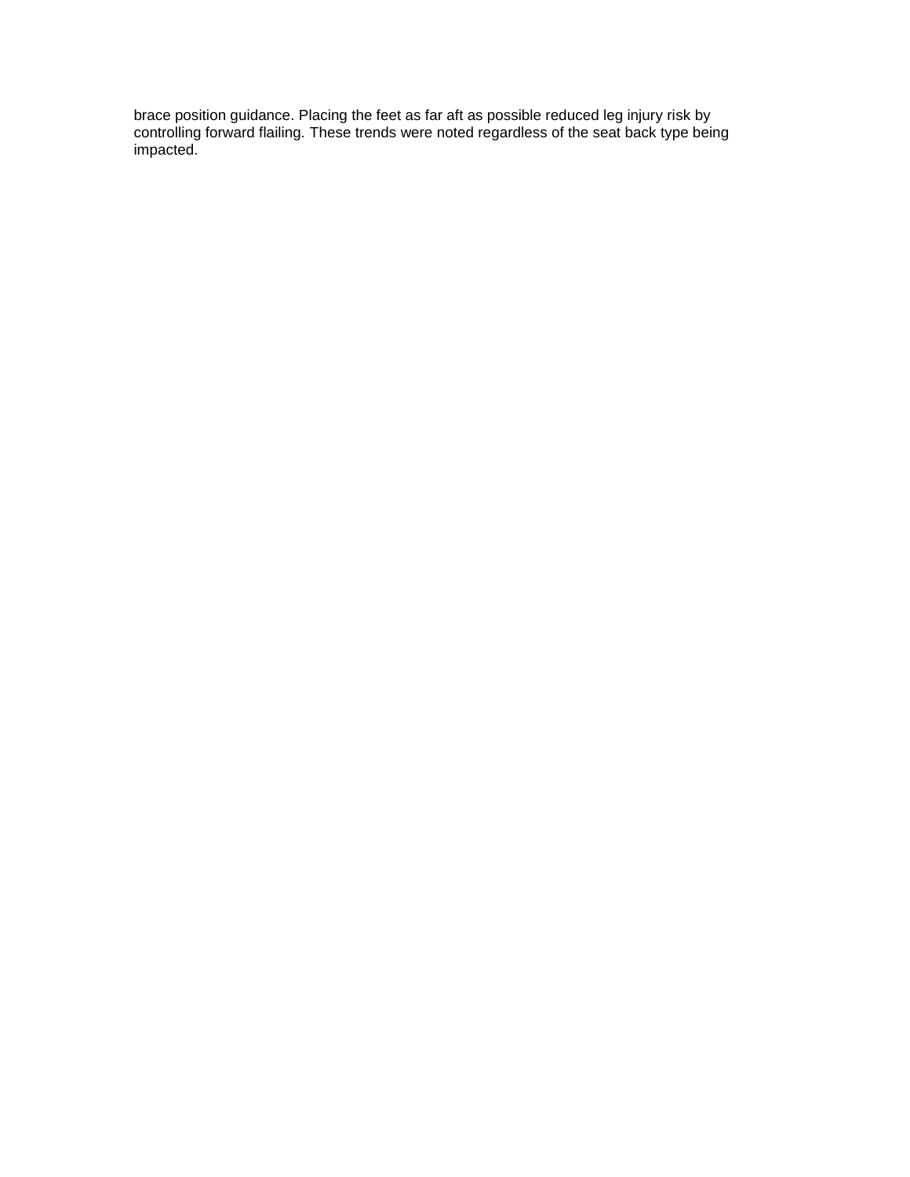brace position guidance. Placing the feet as far aft as possible reduced leg injury risk by controlling forward flailing. These trends were noted regardless of the seat back type being impacted.